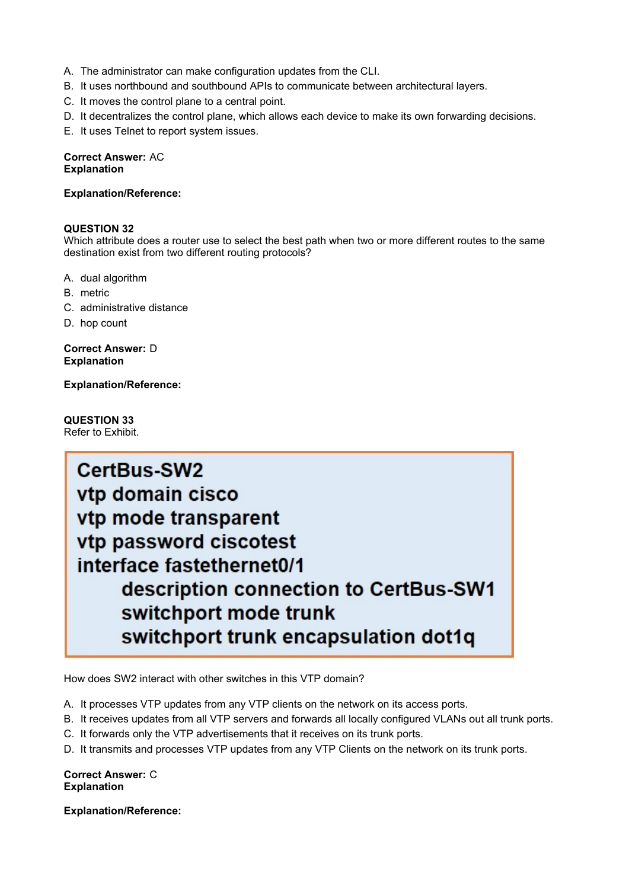A. The administrator can make configuration updates from the CLI.
B. It uses northbound and southbound APIs to communicate between architectural layers.
C. It moves the control plane to a central point.
D. It decentralizes the control plane, which allows each device to make its own forwarding decisions.
E. It uses Telnet to report system issues.

**Correct Answer:** AC
**Explanation**

**Explanation/Reference:**

**QUESTION 32**
Which attribute does a router use to select the best path when two or more different routes to the same destination exist from two different routing protocols?

A. dual algorithm
B. metric
C. administrative distance
D. hop count

**Correct Answer:** D
**Explanation**

**Explanation/Reference:**

**QUESTION 33**
Refer to Exhibit.

```
CertBus-SW2
vtp domain cisco
vtp mode transparent
vtp password ciscotest
interface fastethernet0/1
    description connection to CertBus-SW1
    switchport mode trunk
    switchport trunk encapsulation dot1q
```

How does SW2 interact with other switches in this VTP domain?

A. It processes VTP updates from any VTP clients on the network on its access ports.
B. It receives updates from all VTP servers and forwards all locally configured VLANs out all trunk ports.
C. It forwards only the VTP advertisements that it receives on its trunk ports.
D. It transmits and processes VTP updates from any VTP Clients on the network on its trunk ports.

**Correct Answer:** C
**Explanation**

**Explanation/Reference:**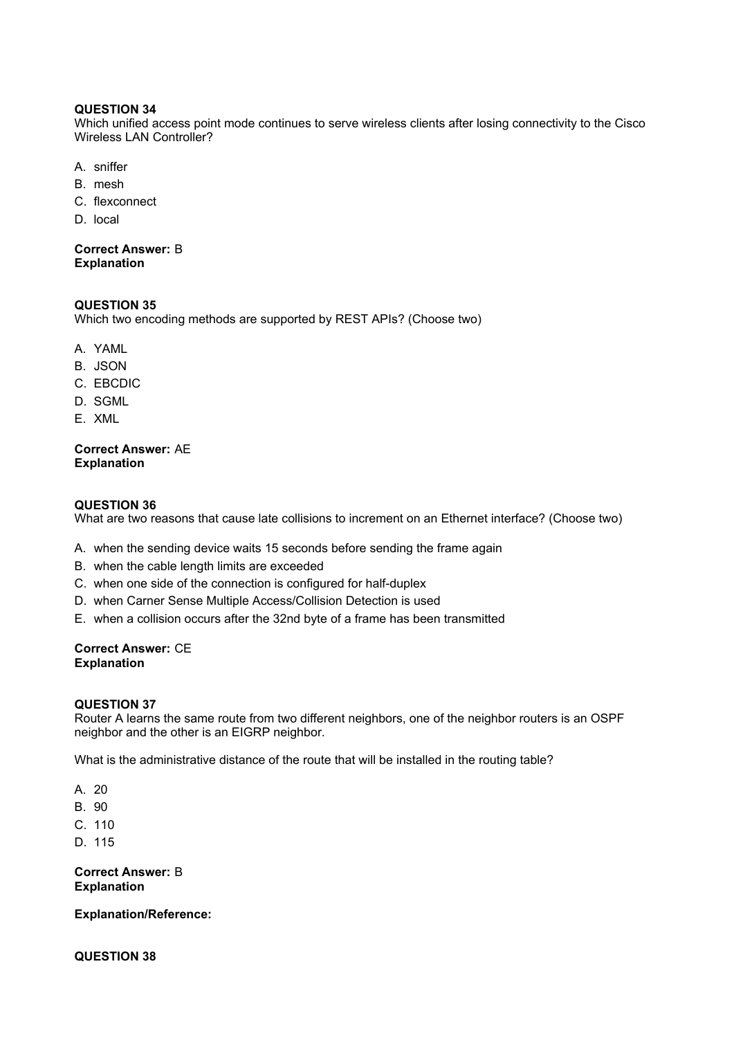**QUESTION 34**
Which unified access point mode continues to serve wireless clients after losing connectivity to the Cisco Wireless LAN Controller?

A. sniffer
B. mesh
C. flexconnect
D. local

**Correct Answer:** B
**Explanation**

**QUESTION 35**
Which two encoding methods are supported by REST APIs? (Choose two)

A. YAML
B. JSON
C. EBCDIC
D. SGML
E. XML

**Correct Answer:** AE
**Explanation**

**QUESTION 36**
What are two reasons that cause late collisions to increment on an Ethernet interface? (Choose two)

A. when the sending device waits 15 seconds before sending the frame again
B. when the cable length limits are exceeded
C. when one side of the connection is configured for half-duplex
D. when Carner Sense Multiple Access/Collision Detection is used
E. when a collision occurs after the 32nd byte of a frame has been transmitted

**Correct Answer:** CE
**Explanation**

**QUESTION 37**
Router A learns the same route from two different neighbors, one of the neighbor routers is an OSPF neighbor and the other is an EIGRP neighbor.

What is the administrative distance of the route that will be installed in the routing table?

A. 20
B. 90
C. 110
D. 115

**Correct Answer:** B
**Explanation**

**Explanation/Reference:**

**QUESTION 38**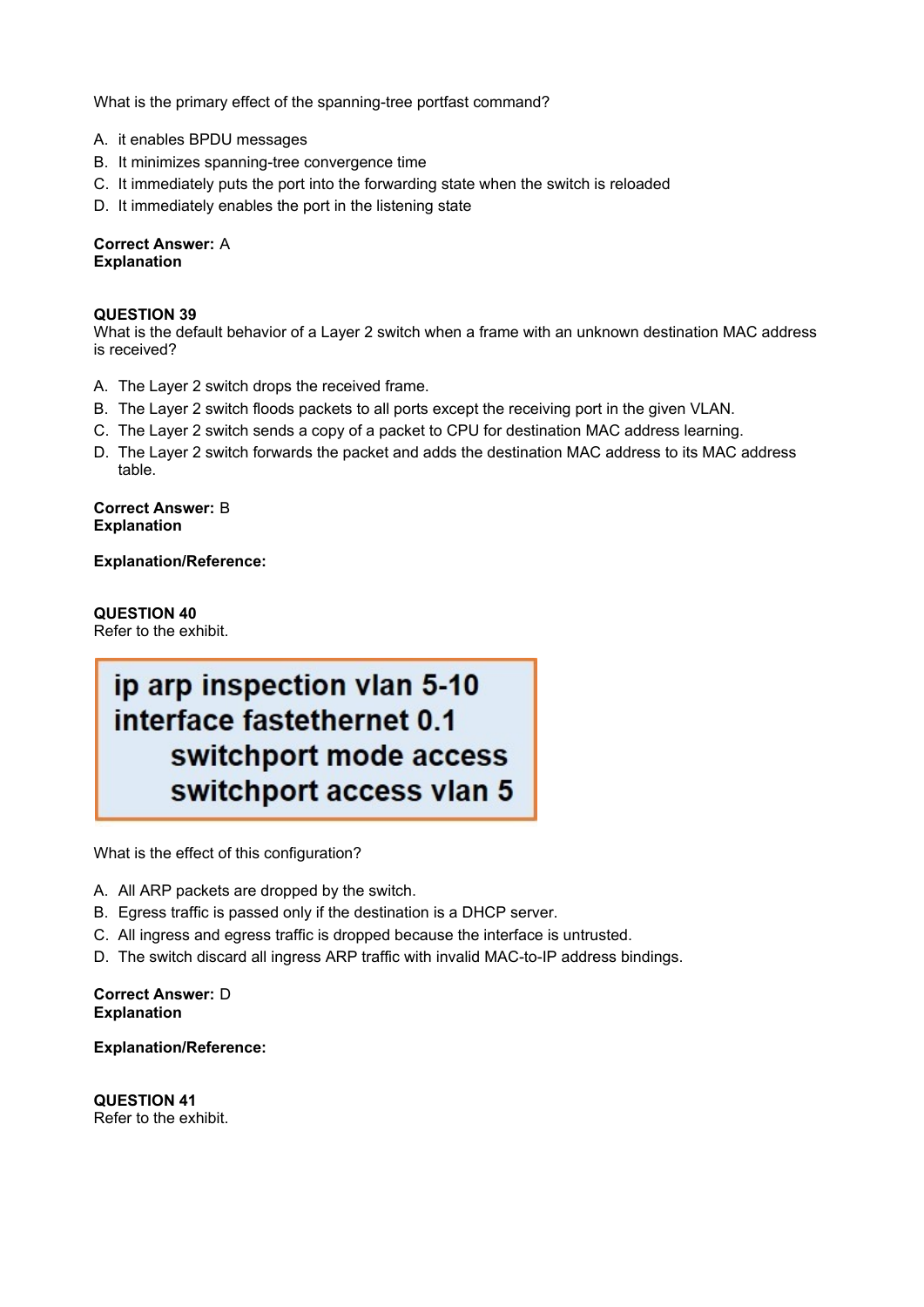What is the primary effect of the spanning-tree portfast command?

A. it enables BPDU messages
B. It minimizes spanning-tree convergence time
C. It immediately puts the port into the forwarding state when the switch is reloaded
D. It immediately enables the port in the listening state

**Correct Answer:** A
**Explanation**

**QUESTION 39**
What is the default behavior of a Layer 2 switch when a frame with an unknown destination MAC address is received?

A. The Layer 2 switch drops the received frame.
B. The Layer 2 switch floods packets to all ports except the receiving port in the given VLAN.
C. The Layer 2 switch sends a copy of a packet to CPU for destination MAC address learning.
D. The Layer 2 switch forwards the packet and adds the destination MAC address to its MAC address table.

**Correct Answer:** B
**Explanation**

**Explanation/Reference:**

**QUESTION 40**
Refer to the exhibit.

```
ip arp inspection vlan 5-10
interface fastethernet 0.1
    switchport mode access
    switchport access vlan 5
```

What is the effect of this configuration?

A. All ARP packets are dropped by the switch.
B. Egress traffic is passed only if the destination is a DHCP server.
C. All ingress and egress traffic is dropped because the interface is untrusted.
D. The switch discard all ingress ARP traffic with invalid MAC-to-IP address bindings.

**Correct Answer:** D
**Explanation**

**Explanation/Reference:**

**QUESTION 41**
Refer to the exhibit.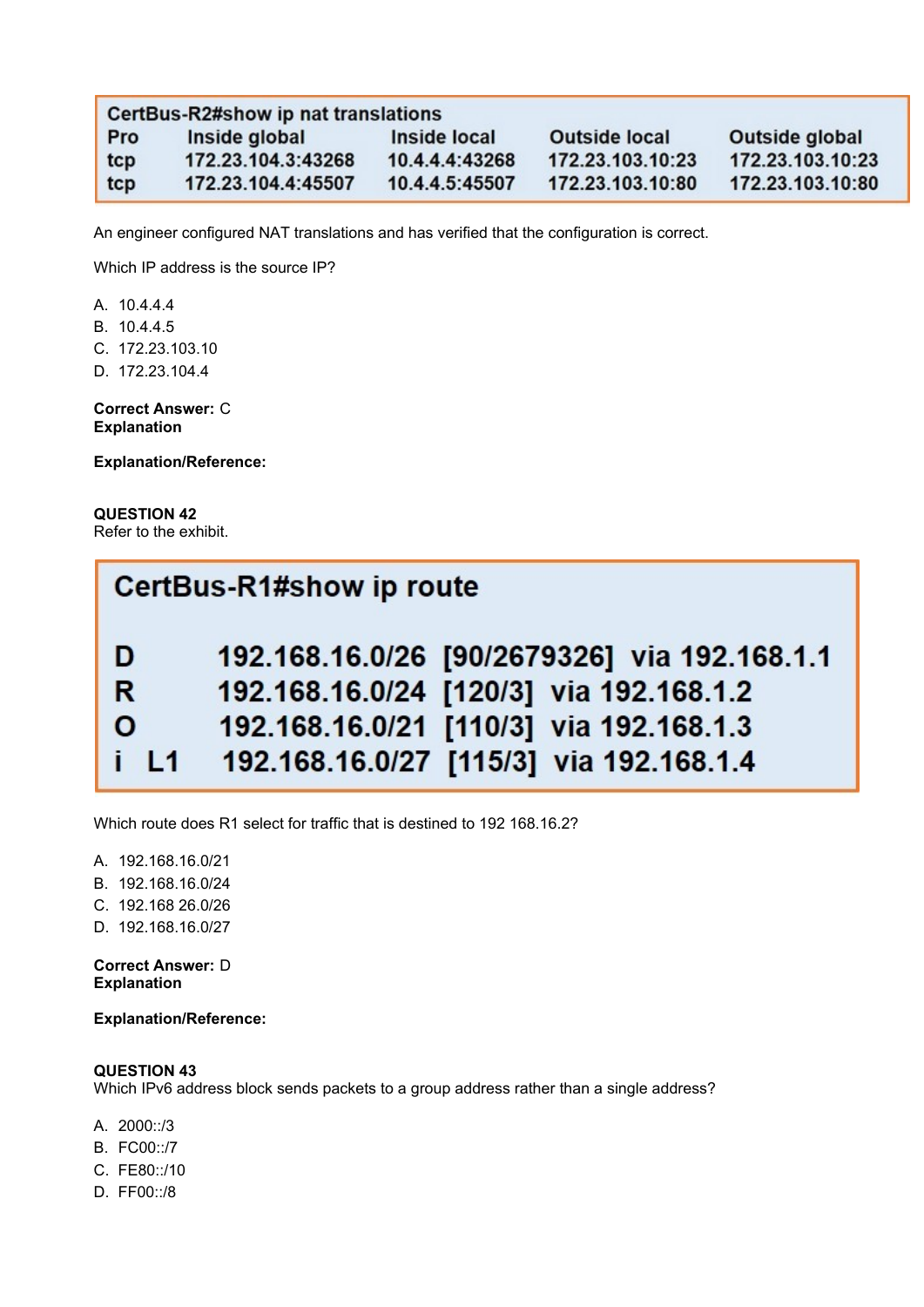```
CertBus-R2#show ip nat translations
Pro   Inside global          Inside local        Outside local        Outside global
tcp   172.23.104.3:43268     10.4.4.4:43268      172.23.103.10:23     172.23.103.10:23
tcp   172.23.104.4:45507     10.4.4.5:45507      172.23.103.10:80     172.23.103.10:80
```

An engineer configured NAT translations and has verified that the configuration is correct.

Which IP address is the source IP?

A. 10.4.4.4
B. 10.4.4.5
C. 172.23.103.10
D. 172.23.104.4

**Correct Answer:** C
**Explanation**

**Explanation/Reference:**

**QUESTION 42**
Refer to the exhibit.

```
CertBus-R1#show ip route

D        192.168.16.0/26  [90/2679326]  via 192.168.1.1
R        192.168.16.0/24  [120/3]  via 192.168.1.2
O        192.168.16.0/21  [110/3]  via 192.168.1.3
i  L1    192.168.16.0/27  [115/3]  via 192.168.1.4
```

Which route does R1 select for traffic that is destined to 192 168.16.2?

A. 192.168.16.0/21
B. 192.168.16.0/24
C. 192.168 26.0/26
D. 192.168.16.0/27

**Correct Answer:** D
**Explanation**

**Explanation/Reference:**

**QUESTION 43**
Which IPv6 address block sends packets to a group address rather than a single address?

A. 2000::/3
B. FC00::/7
C. FE80::/10
D. FF00::/8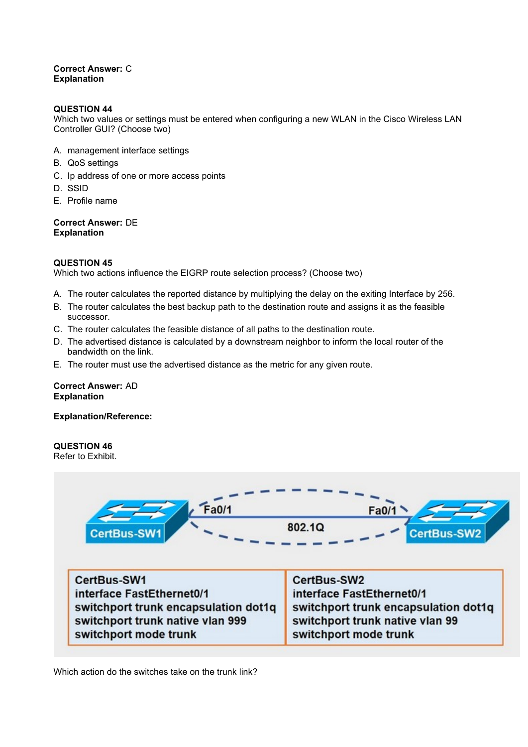**Correct Answer:** C
**Explanation**

**QUESTION 44**
Which two values or settings must be entered when configuring a new WLAN in the Cisco Wireless LAN Controller GUI? (Choose two)

A. management interface settings
B. QoS settings
C. Ip address of one or more access points
D. SSID
E. Profile name

**Correct Answer:** DE
**Explanation**

**QUESTION 45**
Which two actions influence the EIGRP route selection process? (Choose two)

A. The router calculates the reported distance by multiplying the delay on the exiting Interface by 256.
B. The router calculates the best backup path to the destination route and assigns it as the feasible successor.
C. The router calculates the feasible distance of all paths to the destination route.
D. The advertised distance is calculated by a downstream neighbor to inform the local router of the bandwidth on the link.
E. The router must use the advertised distance as the metric for any given route.

**Correct Answer:** AD
**Explanation**

**Explanation/Reference:**

**QUESTION 46**
Refer to Exhibit.

CertBus-SW1 Fa0/1
802.1Q
Fa0/1 CertBus-SW2

```
CertBus-SW1
interface FastEthernet0/1
switchport trunk encapsulation dot1q
switchport trunk native vlan 999
switchport mode trunk
```

```
CertBus-SW2
interface FastEthernet0/1
switchport trunk encapsulation dot1q
switchport trunk native vlan 99
switchport mode trunk
```

Which action do the switches take on the trunk link?